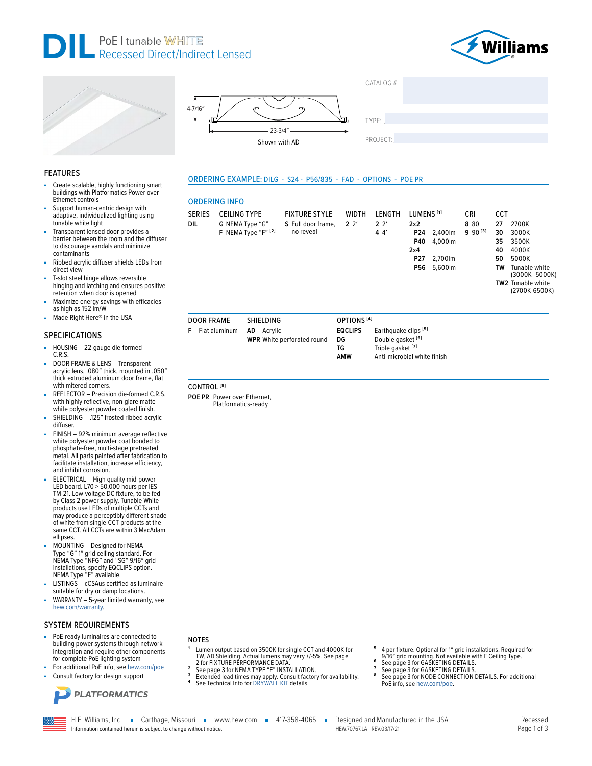# DIL PoE | tunable WHITE Recessed Direct/Indirect Lensed

4-7/16"

23-3/4"

Shown with AD

CATALOG #:

TYPE:

PROJECT:

## FEATURES

- Create scalable, highly functioning smart buildings with Platformatics Power over Ethernet controls
- Support human-centric design with adaptive, individualized lighting using tunable white light
- Transparent lensed door provides a barrier between the room and the diffuser to discourage vandals and minimize contaminants
- Ribbed acrylic diffuser shields LEDs from direct view
- T-slot steel hinge allows reversible hinging and latching and ensures positive retention when door is opened
- Maximize energy savings with efficacies as high as 152 lm/W
- Made Right Here® in the USA

## SPECIFICATIONS

- HOUSING – 22-gauge die-formed C.R.S.
- DOOR FRAME & LENS – Transparent acrylic lens, .080" thick, mounted in .050" thick extruded aluminum door frame, flat with mitered corners.
- REFLECTOR – Precision die-formed C.R.S. with highly reflective, non-glare matte white polyester powder coated finish.
- SHIELDING – .125" frosted ribbed acrylic diffuser.
- FINISH – 92% minimum average reflective white polyester powder coat bonded to phosphate-free, multi-stage pretreated metal. All parts painted after fabrication to facilitate installation, increase efficiency, and inhibit corrosion.
- ELECTRICAL – High quality mid-power LED board. L70 > 50,000 hours per IES TM-21. Low-voltage DC fixture, to be fed by Class 2 power supply. Tunable White products use LEDs of multiple CCTs and may produce a perceptibly different shade of white from single-CCT products at the same CCT. All CCTs are within 3 MacAdam ellipses.
- MOUNTING – Designed for NEMA Type "G" 1" grid ceiling standard. For NEMA Type "NFG" and "SG" 9/16" grid installations, specify EQCLIPS option. NEMA Type "F" available.
- LISTINGS – cCSAus certified as luminaire suitable for dry or damp locations.
- WARRANTY – 5-year limited warranty, see hew.com/warranty.

## SYSTEM REQUIREMENTS

- PoE-ready luminaires are connected to building power systems through network integration and require other components for complete PoE lighting system
- For additional PoE info, see hew.com/poe
- Consult factory for design support

PLATFORMATICS

## ORDERING EXAMPLE: DILG - S24 - P56/835 - FAD - OPTIONS - POE PR

## ORDERING INFO

| SERIES | CEILING TYPE | FIXTURE STYLE | WIDTH | LENGTH | LUMENS [1] | CRI | CCT |
|---|---|---|---|---|---|---|---|
| DIL | G NEMA Type "G" | S Full door frame, no reveal | 2 2' | 2 2' | 2x2 | 8 80 | 27 2700K |
| | F NEMA Type "F" [2] | | | 4 4' | P24 2,400lm | 9 90 [3] | 30 3000K |
| | | | | | P40 4,000lm | | 35 3500K |
| | | | | | 2x4 | | 40 4000K |
| | | | | | P27 2,700lm | | 50 5000K |
| | | | | | P56 5,600lm | | TW Tunable white (3000K–5000K) |
| | | | | | | | TW2 Tunable white (2700K-6500K) |

| DOOR FRAME | SHIELDING | OPTIONS [4] | |
|---|---|---|---|
| F Flat aluminum | AD Acrylic | EQCLIPS | Earthquake clips [5] |
| | WPR White perforated round | DG | Double gasket [6] |
| | | TG | Triple gasket [7] |
| | | AMW | Anti-microbial white finish |

**CONTROL [8]**

**POE PR** Power over Ethernet, Platformatics-ready

## NOTES

1. Lumen output based on 3500K for single CCT and 4000K for TW, AD Shielding. Actual lumens may vary +/-5%. See page 2 for FIXTURE PERFORMANCE DATA.
2. See page 3 for NEMA TYPE "F" INSTALLATION.
3. Extended lead times may apply. Consult factory for availability.
4. See Technical Info for DRYWALL KIT details.
5. 4 per fixture. Optional for 1" grid installations. Required for 9/16" grid mounting. Not available with F Ceiling Type.
6. See page 3 for GASKETING DETAILS.
7. See page 3 for GASKETING DETAILS.
8. See page 3 for NODE CONNECTION DETAILS. For additional PoE info, see hew.com/poe.

H.E. Williams, Inc. ▪ Carthage, Missouri ▪ www.hew.com ▪ 417-358-4065 ▪ Designed and Manufactured in the USA

Information contained herein is subject to change without notice. HEW.70767.LA REV.03/17/21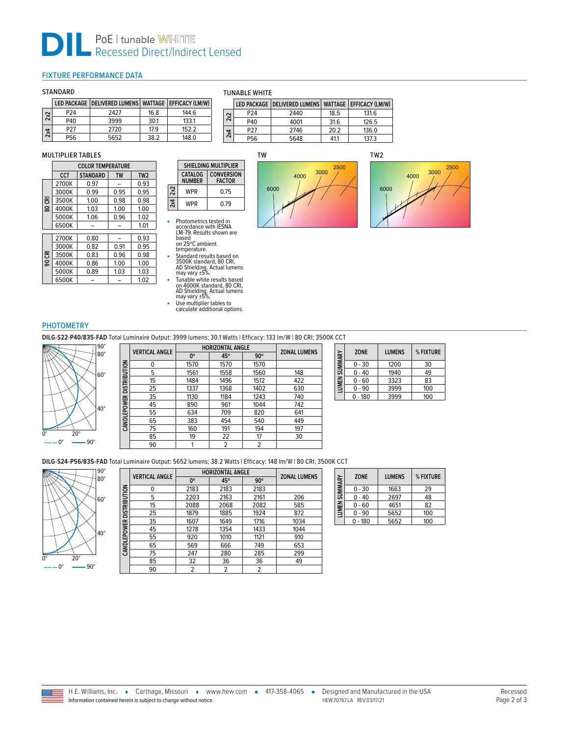# DIL PoE | tunable WHITE Recessed Direct/Indirect Lensed

## FIXTURE PERFORMANCE DATA

### STANDARD

| | LED PACKAGE | DELIVERED LUMENS | WATTAGE | EFFICACY (LM/W) |
|---|---|---|---|---|
| 2x2 | P24 | 2427 | 16.8 | 144.6 |
| | P40 | 3999 | 30.1 | 133.1 |
| 2x4 | P27 | 2720 | 17.9 | 152.2 |
| | P56 | 5652 | 38.2 | 148.0 |

### TUNABLE WHITE

| | LED PACKAGE | DELIVERED LUMENS | WATTAGE | EFFICACY (LM/W) |
|---|---|---|---|---|
| 2x2 | P24 | 2440 | 18.5 | 131.6 |
| | P40 | 4001 | 31.6 | 126.5 |
| 2x4 | P27 | 2746 | 20.2 | 136.0 |
| | P56 | 5648 | 41.1 | 137.3 |

### MULTIPLIER TABLES

| | COLOR TEMPERATURE | | | |
|---|---|---|---|---|
| | CCT | STANDARD | TW | TW2 |
| 80 CRI | 2700K | 0.97 | – | 0.93 |
| | 3000K | 0.99 | 0.95 | 0.95 |
| | 3500K | 1.00 | 0.98 | 0.98 |
| | 4000K | 1.03 | 1.00 | 1.00 |
| | 5000K | 1.06 | 0.96 | 1.02 |
| | 6500K | – | – | 1.01 |
| 90 CRI | 2700K | 0.80 | – | 0.93 |
| | 3000K | 0.82 | 0.91 | 0.95 |
| | 3500K | 0.83 | 0.96 | 0.98 |
| | 4000K | 0.86 | 1.00 | 1.00 |
| | 5000K | 0.89 | 1.03 | 1.03 |
| | 6500K | – | – | 1.02 |

| | SHIELDING MULTIPLIER | |
|---|---|---|
| | CATALOG NUMBER | CONVERSION FACTOR |
| 2x2 | WPR | 0.75 |
| 2x4 | WPR | 0.79 |

- Photometrics tested in accordance with IESNA LM-79. Results shown are based on 25°C ambient temperature.
- Standard results based on 3500K standard, 80 CRI, AD Shielding. Actual lumens may vary ±5%.
- Tunable white results based on 4000K standard, 80 CRI, AD Shielding. Actual lumens may vary ±5%.
- Use multiplier tables to calculate additional options.

TW

TW2

## PHOTOMETRY

**DILG-S22-P40/835-FAD** Total Luminaire Output: 3999 lumens; 30.1 Watts | Efficacy: 133 lm/W | 80 CRI; 3500K CCT

| VERTICAL ANGLE | HORIZONTAL ANGLE | | | ZONAL LUMENS |
|---|---|---|---|---|
| | 0° | 45° | 90° | |
| 0 | 1570 | 1570 | 1570 | |
| 5 | 1561 | 1558 | 1560 | 148 |
| 15 | 1484 | 1496 | 1512 | 422 |
| 25 | 1337 | 1368 | 1402 | 630 |
| 35 | 1130 | 1184 | 1243 | 740 |
| 45 | 890 | 961 | 1044 | 742 |
| 55 | 634 | 709 | 820 | 641 |
| 65 | 383 | 454 | 540 | 449 |
| 75 | 160 | 191 | 194 | 197 |
| 85 | 19 | 22 | 17 | 30 |
| 90 | 1 | 2 | 2 | |

LUMEN SUMMARY

| ZONE | LUMENS | % FIXTURE |
|---|---|---|
| 0 - 30 | 1200 | 30 |
| 0 - 40 | 1940 | 49 |
| 0 - 60 | 3323 | 83 |
| 0 - 90 | 3999 | 100 |
| 0 - 180 | 3999 | 100 |

**DILG-S24-P56/835-FAD** Total Luminaire Output: 5652 lumens; 38.2 Watts | Efficacy: 148 lm/W | 80 CRI; 3500K CCT

| VERTICAL ANGLE | HORIZONTAL ANGLE | | | ZONAL LUMENS |
|---|---|---|---|---|
| | 0° | 45° | 90° | |
| 0 | 2183 | 2183 | 2183 | |
| 5 | 2203 | 2163 | 2161 | 206 |
| 15 | 2088 | 2068 | 2082 | 585 |
| 25 | 1879 | 1885 | 1924 | 872 |
| 35 | 1607 | 1649 | 1716 | 1034 |
| 45 | 1278 | 1354 | 1433 | 1044 |
| 55 | 920 | 1010 | 1121 | 910 |
| 65 | 569 | 666 | 749 | 653 |
| 75 | 247 | 280 | 285 | 299 |
| 85 | 32 | 36 | 36 | 49 |
| 90 | 2 | 2 | 2 | |

LUMEN SUMMARY

| ZONE | LUMENS | % FIXTURE |
|---|---|---|
| 0 - 30 | 1663 | 29 |
| 0 - 40 | 2697 | 48 |
| 0 - 60 | 4651 | 82 |
| 0 - 90 | 5652 | 100 |
| 0 - 180 | 5652 | 100 |

H.E. Williams, Inc. ▪ Carthage, Missouri ▪ www.hew.com ▪ 417-358-4065 ▪ Designed and Manufactured in the USA

Information contained herein is subject to change without notice. HEW.70767.LA REV.03/17/21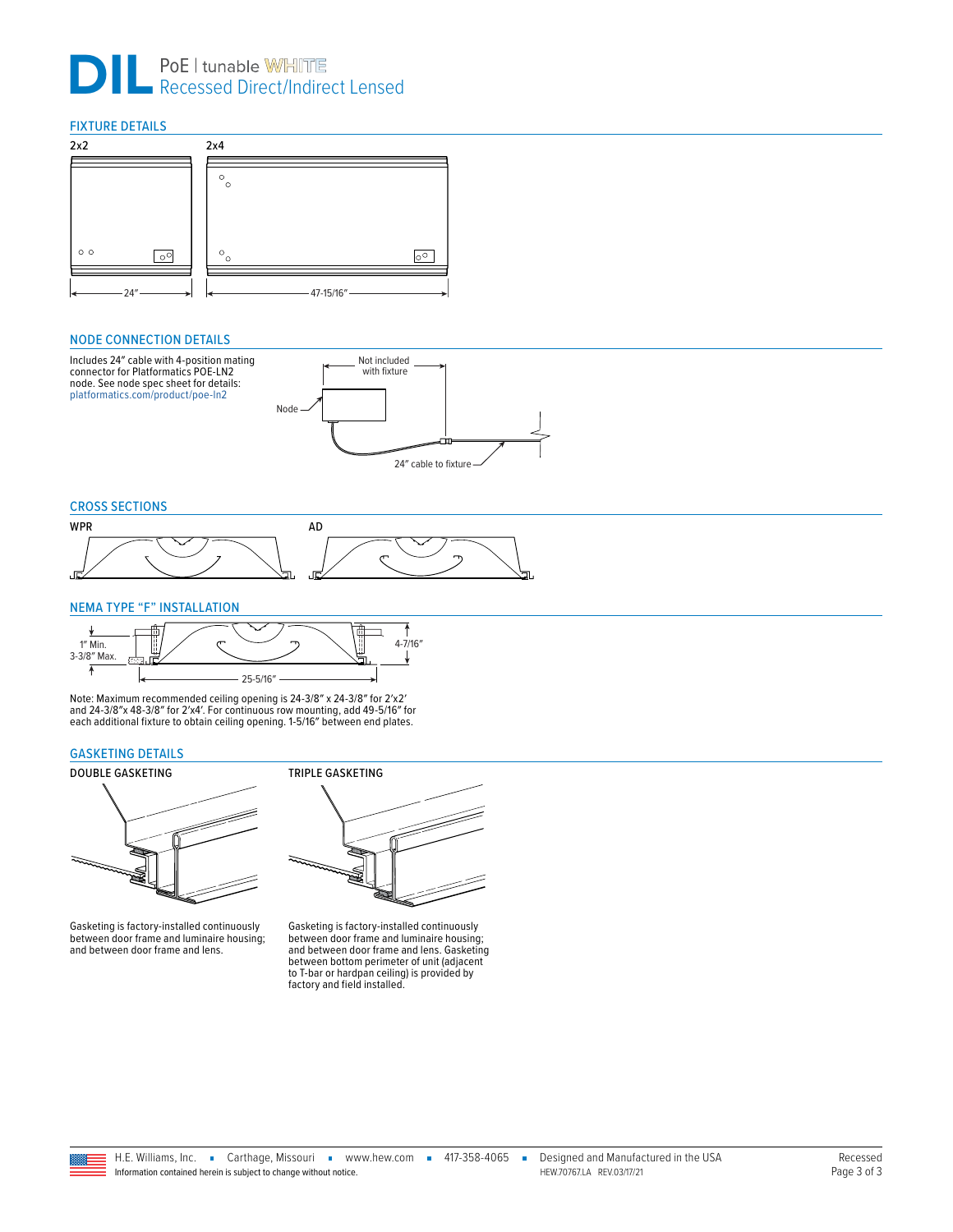# DIL PoE | tunable WHITE Recessed Direct/Indirect Lensed

## FIXTURE DETAILS

2x2

2x4

24″

47-15/16″

## NODE CONNECTION DETAILS

Includes 24″ cable with 4-position mating connector for Platformatics POE-LN2 node. See node spec sheet for details: platformatics.com/product/poe-ln2

Not included with fixture

Node

24″ cable to fixture

## CROSS SECTIONS

WPR

AD

## NEMA TYPE "F" INSTALLATION

1″ Min.
3-3/8″ Max.

4-7/16″

25-5/16″

Note: Maximum recommended ceiling opening is 24-3/8″ x 24-3/8″ for 2′x2′ and 24-3/8″x 48-3/8″ for 2′x4′. For continuous row mounting, add 49-5/16″ for each additional fixture to obtain ceiling opening. 1-5/16″ between end plates.

## GASKETING DETAILS

### DOUBLE GASKETING

Gasketing is factory-installed continuously between door frame and luminaire housing; and between door frame and lens.

### TRIPLE GASKETING

Gasketing is factory-installed continuously between door frame and luminaire housing; and between door frame and lens. Gasketing between bottom perimeter of unit (adjacent to T-bar or hardpan ceiling) is provided by factory and field installed.

H.E. Williams, Inc. ▪ Carthage, Missouri ▪ www.hew.com ▪ 417-358-4065 ▪ Designed and Manufactured in the USA

Information contained herein is subject to change without notice. HEW.70767.LA REV.03/17/21

Recessed